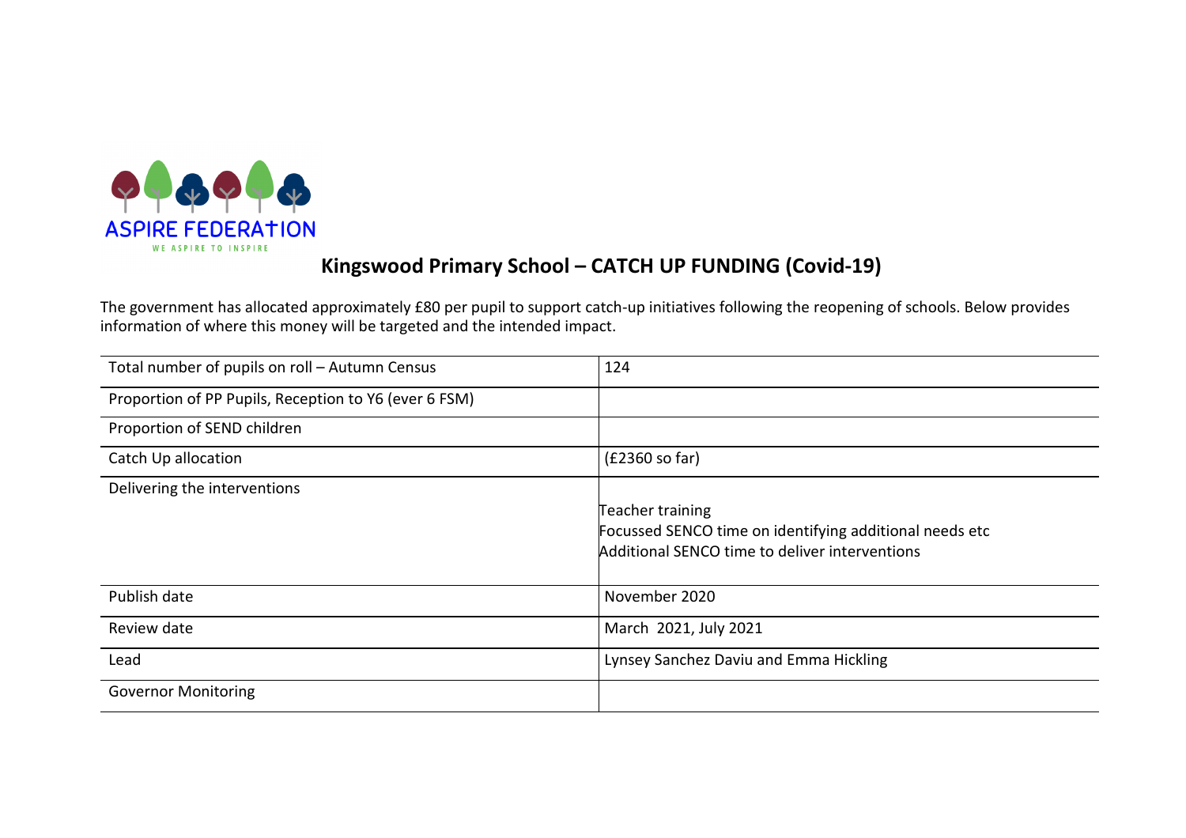ASPIRE FEDERATION

WE ASPIRE TO INSPIRE

# Kingswood Primary School – CATCH UP FUNDING (Covid-19)

The government has allocated approximately £80 per pupil to support catch-up initiatives following the reopening of schools. Below provides information of where this money will be targeted and the intended impact.

| | |
|---|---|
| Total number of pupils on roll – Autumn Census | 124 |
| Proportion of PP Pupils, Reception to Y6 (ever 6 FSM) | |
| Proportion of SEND children | |
| Catch Up allocation | (£2360 so far) |
| Delivering the interventions | Teacher training<br>Focussed SENCO time on identifying additional needs etc<br>Additional SENCO time to deliver interventions |
| Publish date | November 2020 |
| Review date | March 2021, July 2021 |
| Lead | Lynsey Sanchez Daviu and Emma Hickling |
| Governor Monitoring | |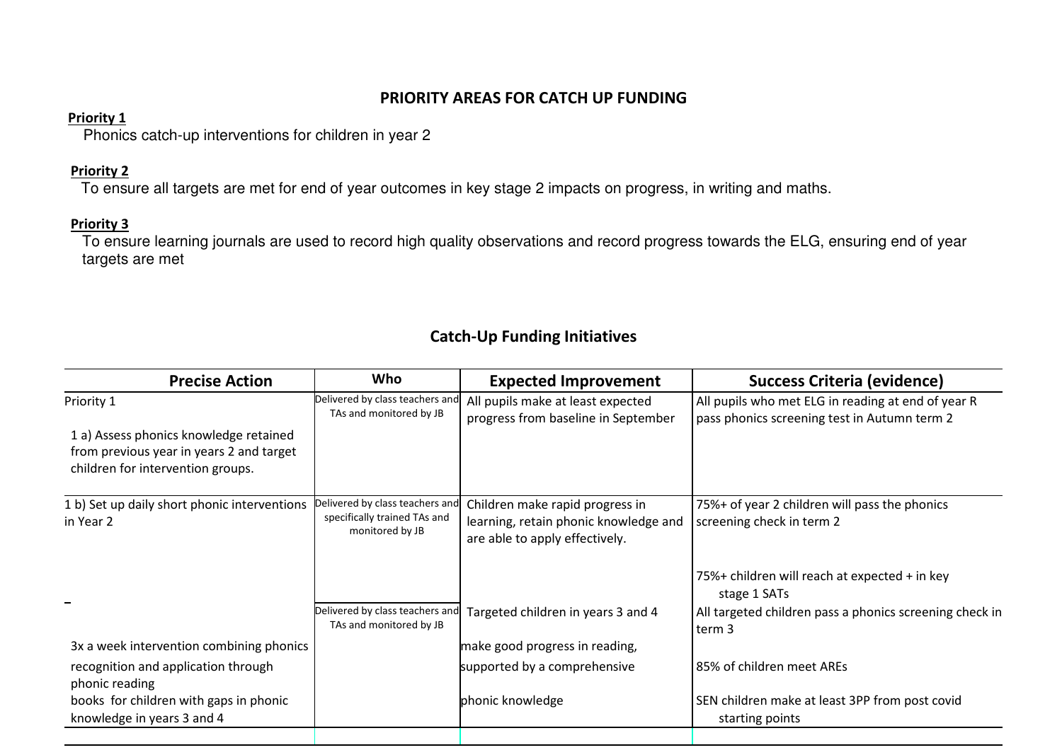## PRIORITY AREAS FOR CATCH UP FUNDING

**Priority 1**

Phonics catch-up interventions for children in year 2

**Priority 2**

To ensure all targets are met for end of year outcomes in key stage 2 impacts on progress, in writing and maths.

**Priority 3**

To ensure learning journals are used to record high quality observations and record progress towards the ELG, ensuring end of year targets are met

## Catch-Up Funding Initiatives

| Precise Action | Who | Expected Improvement | Success Criteria (evidence) |
|---|---|---|---|
| Priority 1<br><br>1 a) Assess phonics knowledge retained from previous year in years 2 and target children for intervention groups. | Delivered by class teachers and TAs and monitored by JB | All pupils make at least expected progress from baseline in September | All pupils who met ELG in reading at end of year R pass phonics screening test in Autumn term 2 |
| 1 b) Set up daily short phonic interventions in Year 2 | Delivered by class teachers and specifically trained TAs and monitored by JB | Children make rapid progress in learning, retain phonic knowledge and are able to apply effectively. | 75%+ of year 2 children will pass the phonics screening check in term 2<br><br>75%+ children will reach at expected + in key stage 1 SATs |
| 3x a week intervention combining phonics recognition and application through phonic reading books for children with gaps in phonic knowledge in years 3 and 4 | Delivered by class teachers and TAs and monitored by JB | Targeted children in years 3 and 4 make good progress in reading, supported by a comprehensive phonic knowledge | All targeted children pass a phonics screening check in term 3<br><br>85% of children meet AREs<br><br>SEN children make at least 3PP from post covid starting points |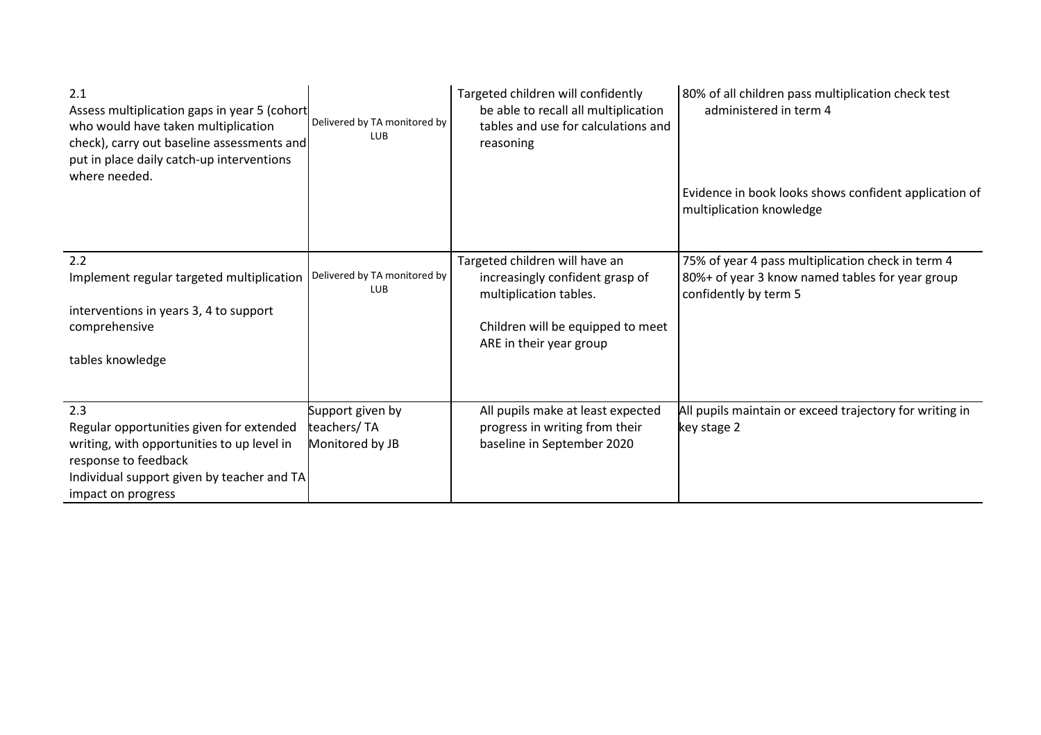| | | | |
|---|---|---|---|
| 2.1<br>Assess multiplication gaps in year 5 (cohort who would have taken multiplication check), carry out baseline assessments and put in place daily catch-up interventions where needed. | Delivered by TA monitored by LUB | Targeted children will confidently be able to recall all multiplication tables and use for calculations and reasoning | 80% of all children pass multiplication check test administered in term 4<br><br>Evidence in book looks shows confident application of multiplication knowledge |
| 2.2<br>Implement regular targeted multiplication<br><br>interventions in years 3, 4 to support comprehensive<br><br>tables knowledge | Delivered by TA monitored by LUB | Targeted children will have an increasingly confident grasp of multiplication tables.<br><br>Children will be equipped to meet ARE in their year group | 75% of year 4 pass multiplication check in term 4<br>80%+ of year 3 know named tables for year group confidently by term 5 |
| 2.3<br>Regular opportunities given for extended writing, with opportunities to up level in response to feedback<br>Individual support given by teacher and TA impact on progress | Support given by teachers/ TA<br>Monitored by JB | All pupils make at least expected progress in writing from their baseline in September 2020 | All pupils maintain or exceed trajectory for writing in key stage 2 |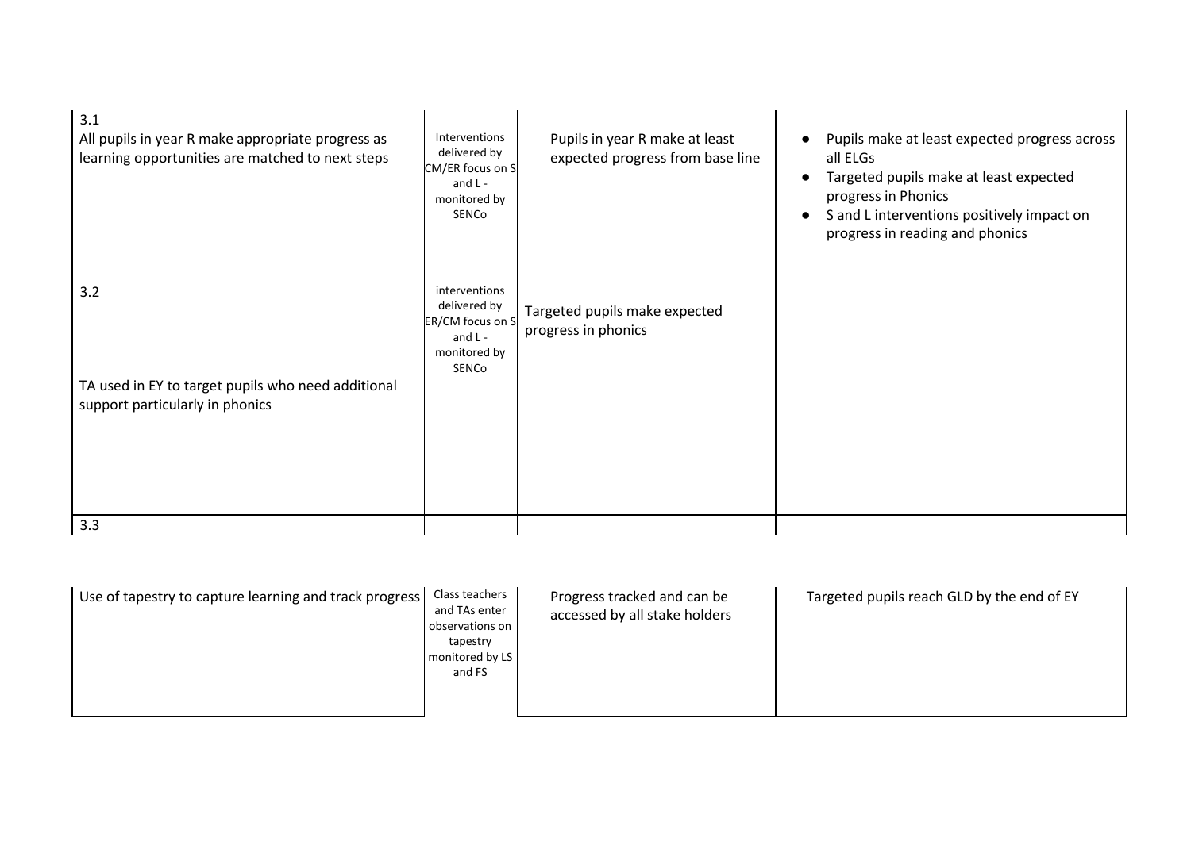| | | | |
|---|---|---|---|
| 3.1<br>All pupils in year R make appropriate progress as learning opportunities are matched to next steps | Interventions delivered by CM/ER focus on S and L - monitored by SENCo | Pupils in year R make at least expected progress from base line | • Pupils make at least expected progress across all ELGs<br>• Targeted pupils make at least expected progress in Phonics<br>• S and L interventions positively impact on progress in reading and phonics |
| 3.2<br><br>TA used in EY to target pupils who need additional support particularly in phonics | interventions delivered by ER/CM focus on S and L - monitored by SENCo | Targeted pupils make expected progress in phonics | |
| 3.3<br><br>Use of tapestry to capture learning and track progress | Class teachers and TAs enter observations on tapestry monitored by LS and FS | Progress tracked and can be accessed by all stake holders | Targeted pupils reach GLD by the end of EY |